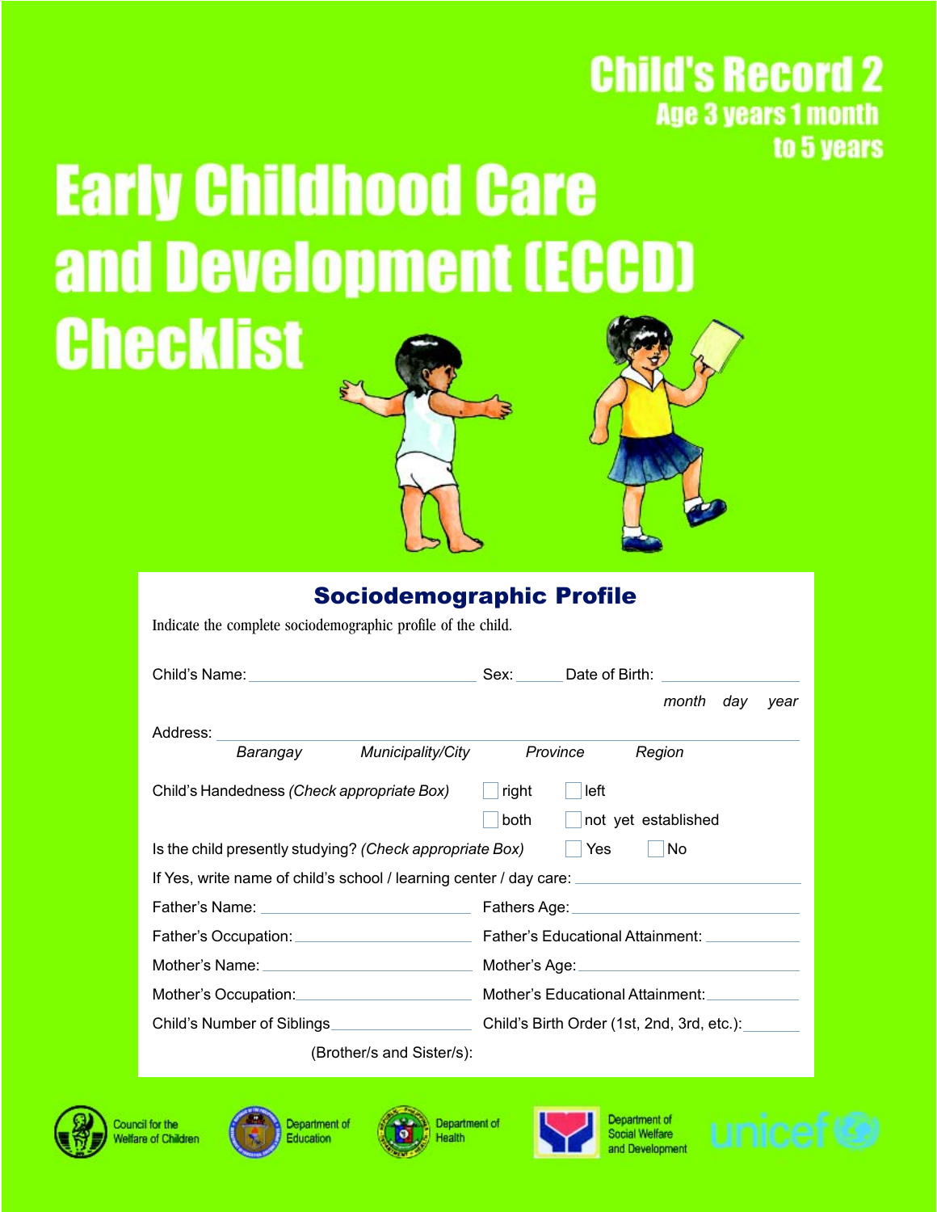# Child's Record 2

**Age 3 years 1 month to 5 years**

# Early Childhood Care and Development (ECCD) Checklist

## Sociodemographic Profile

Indicate the complete sociodemographic profile of the child.

Child's Name: ______________________ Sex: _____ Date of Birth: ______________
*month day year*

Address: ____________________________________________
*Barangay Municipality/City Province Region*

Child's Handedness *(Check appropriate Box)* ☐ right ☐ left ☐ both ☐ not yet established

Is the child presently studying? *(Check appropriate Box)* ☐ Yes ☐ No

If Yes, write name of child's school / learning center / day care: ______________________

Father's Name: ______________________ Fathers Age: ______________________

Father's Occupation: ______________________ Father's Educational Attainment: ______________

Mother's Name: ______________________ Mother's Age: ______________________

Mother's Occupation: ______________________ Mother's Educational Attainment: ______________

Child's Number of Siblings (Brother/s and Sister/s): ______________ Child's Birth Order (1st, 2nd, 3rd, etc.): ________

Council for the Welfare of Children · Department of Education · Department of Health · Department of Social Welfare and Development · unicef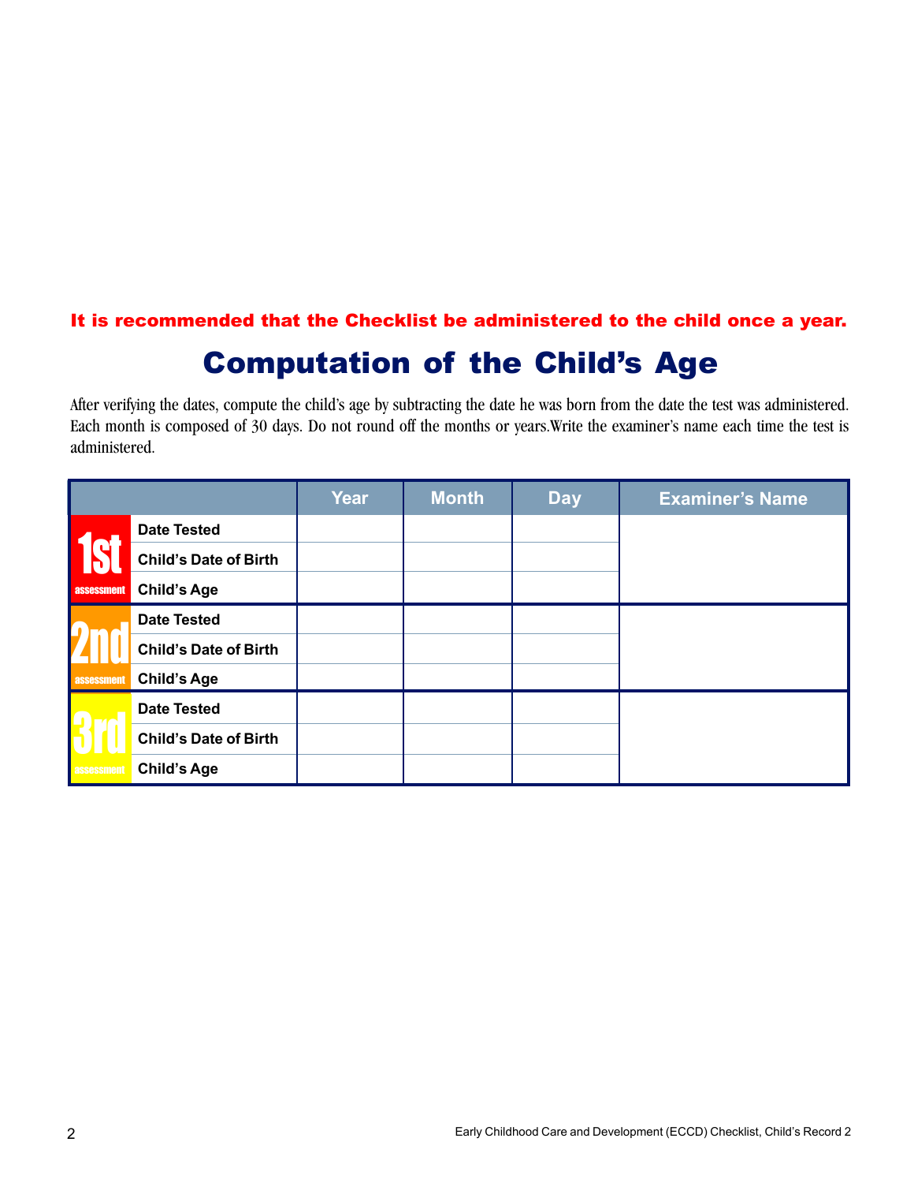**It is recommended that the Checklist be administered to the child once a year.**

# Computation of the Child's Age

After verifying the dates, compute the child's age by subtracting the date he was born from the date the test was administered. Each month is composed of 30 days. Do not round off the months or years.Write the examiner's name each time the test is administered.

| | | Year | Month | Day | Examiner's Name |
|---|---|---|---|---|---|
| 1st assessment | Date Tested | | | | |
| | Child's Date of Birth | | | | |
| | Child's Age | | | | |
| 2nd assessment | Date Tested | | | | |
| | Child's Date of Birth | | | | |
| | Child's Age | | | | |
| 3rd assessment | Date Tested | | | | |
| | Child's Date of Birth | | | | |
| | Child's Age | | | | |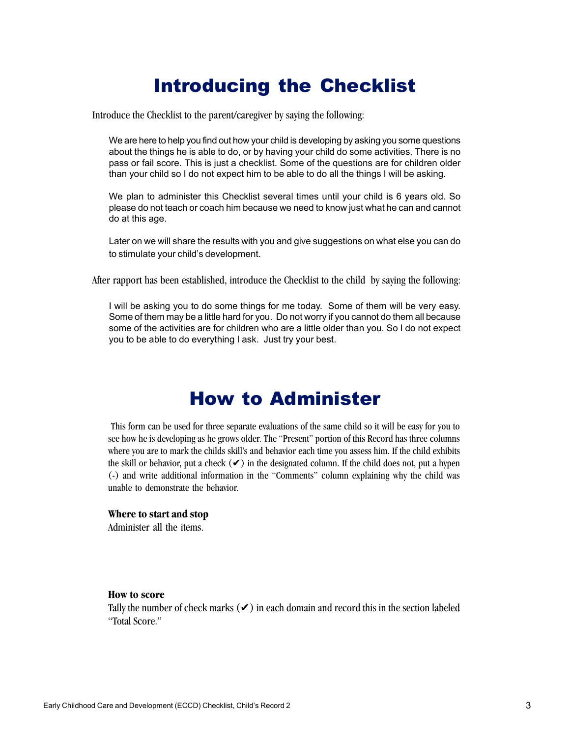# Introducing the Checklist

Introduce the Checklist to the parent/caregiver by saying the following:

> We are here to help you find out how your child is developing by asking you some questions about the things he is able to do, or by having your child do some activities. There is no pass or fail score. This is just a checklist. Some of the questions are for children older than your child so I do not expect him to be able to do all the things I will be asking.
>
> We plan to administer this Checklist several times until your child is 6 years old. So please do not teach or coach him because we need to know just what he can and cannot do at this age.
>
> Later on we will share the results with you and give suggestions on what else you can do to stimulate your child's development.

After rapport has been established, introduce the Checklist to the child by saying the following:

> I will be asking you to do some things for me today. Some of them will be very easy. Some of them may be a little hard for you. Do not worry if you cannot do them all because some of the activities are for children who are a little older than you. So I do not expect you to be able to do everything I ask. Just try your best.

# How to Administer

This form can be used for three separate evaluations of the same child so it will be easy for you to see how he is developing as he grows older. The "Present" portion of this Record has three columns where you are to mark the childs skill's and behavior each time you assess him. If the child exhibits the skill or behavior, put a check (✔) in the designated column. If the child does not, put a hypen (-) and write additional information in the "Comments" column explaining why the child was unable to demonstrate the behavior.

**Where to start and stop**
Administer all the items.

**How to score**
Tally the number of check marks (✔) in each domain and record this in the section labeled "Total Score."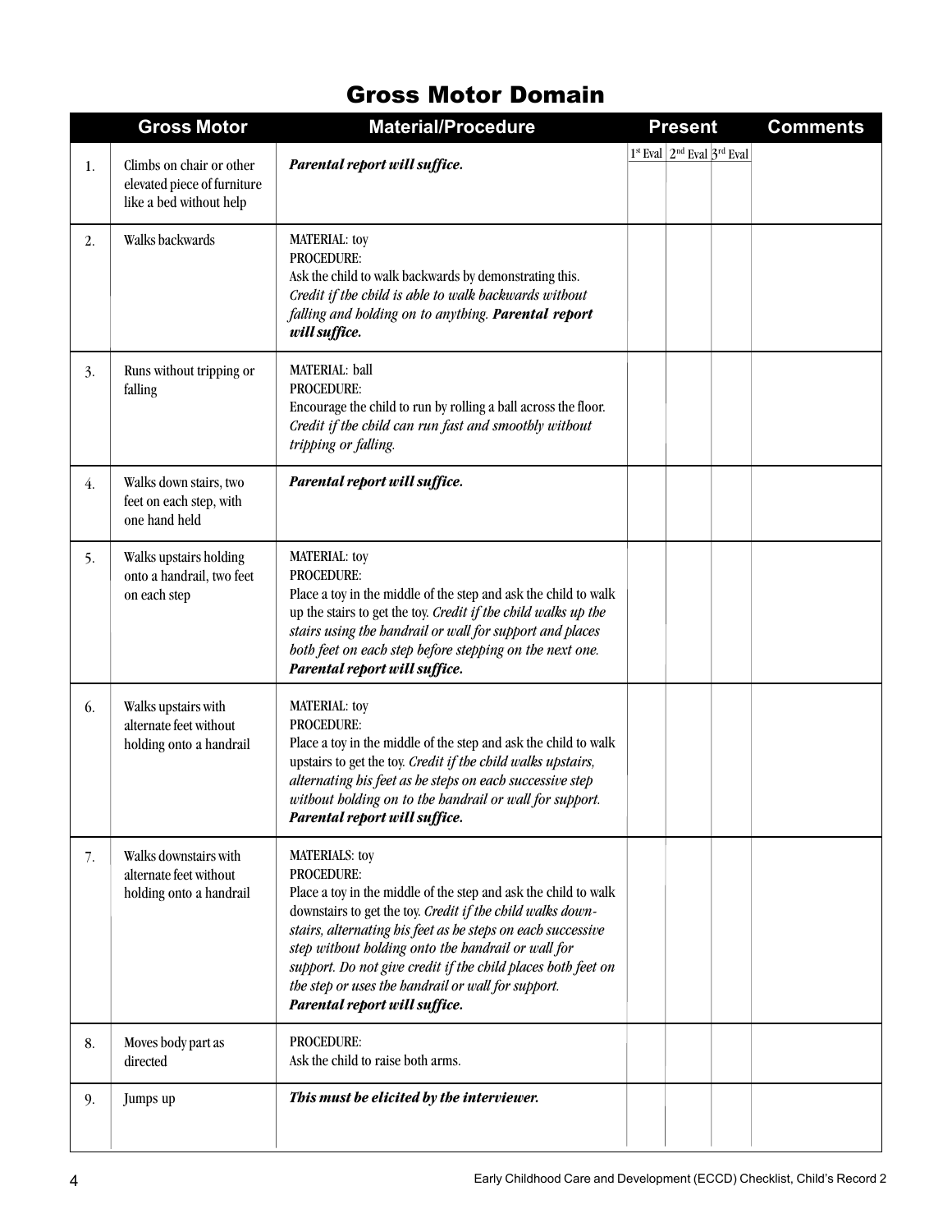# Gross Motor Domain

| | Gross Motor | Material/Procedure | Present | | | Comments |
|---|---|---|---|---|---|---|
| | | | 1st Eval | 2nd Eval | 3rd Eval | |
| 1. | Climbs on chair or other elevated piece of furniture like a bed without help | ***Parental report will suffice.*** | | | | |
| 2. | Walks backwards | MATERIAL: toy<br>PROCEDURE:<br>Ask the child to walk backwards by demonstrating this. *Credit if the child is able to walk backwards without falling and holding on to anything.* ***Parental report will suffice.*** | | | | |
| 3. | Runs without tripping or falling | MATERIAL: ball<br>PROCEDURE:<br>Encourage the child to run by rolling a ball across the floor. *Credit if the child can run fast and smoothly without tripping or falling.* | | | | |
| 4. | Walks down stairs, two feet on each step, with one hand held | ***Parental report will suffice.*** | | | | |
| 5. | Walks upstairs holding onto a handrail, two feet on each step | MATERIAL: toy<br>PROCEDURE:<br>Place a toy in the middle of the step and ask the child to walk up the stairs to get the toy. *Credit if the child walks up the stairs using the handrail or wall for support and places both feet on each step before stepping on the next one.* ***Parental report will suffice.*** | | | | |
| 6. | Walks upstairs with alternate feet without holding onto a handrail | MATERIAL: toy<br>PROCEDURE:<br>Place a toy in the middle of the step and ask the child to walk upstairs to get the toy. *Credit if the child walks upstairs, alternating his feet as he steps on each successive step without holding on to the handrail or wall for support.* ***Parental report will suffice.*** | | | | |
| 7. | Walks downstairs with alternate feet without holding onto a handrail | MATERIALS: toy<br>PROCEDURE:<br>Place a toy in the middle of the step and ask the child to walk downstairs to get the toy. *Credit if the child walks downstairs, alternating his feet as he steps on each successive step without holding onto the handrail or wall for support. Do not give credit if the child places both feet on the step or uses the handrail or wall for support.* ***Parental report will suffice.*** | | | | |
| 8. | Moves body part as directed | PROCEDURE:<br>Ask the child to raise both arms. | | | | |
| 9. | Jumps up | ***This must be elicited by the interviewer.*** | | | | |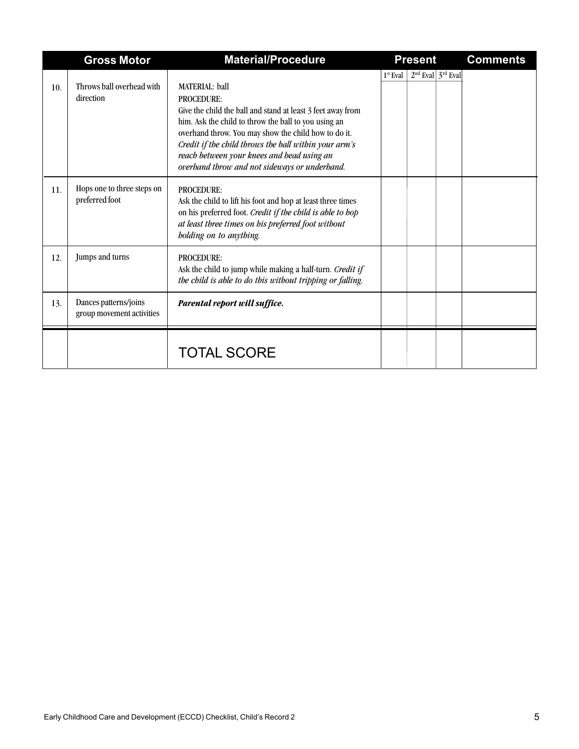| | Gross Motor | Material/Procedure | Present | | | Comments |
|---|---|---|---|---|---|---|
| | | | 1st Eval | 2nd Eval | 3rd Eval | |
| 10. | Throws ball overhead with direction | MATERIAL: ball<br>PROCEDURE:<br>Give the child the ball and stand at least 3 feet away from him. Ask the child to throw the ball to you using an overhand throw. You may show the child how to do it. *Credit if the child throws the ball within your arm's reach between your knees and head using an overhand throw and not sideways or underhand.* | | | | |
| 11. | Hops one to three steps on preferred foot | PROCEDURE:<br>Ask the child to lift his foot and hop at least three times on his preferred foot. *Credit if the child is able to hop at least three times on his preferred foot without holding on to anything.* | | | | |
| 12. | Jumps and turns | PROCEDURE:<br>Ask the child to jump while making a half-turn. *Credit if the child is able to do this without tripping or falling.* | | | | |
| 13. | Dances patterns/joins group movement activities | ***Parental report will suffice.*** | | | | |
| | | TOTAL SCORE | | | | |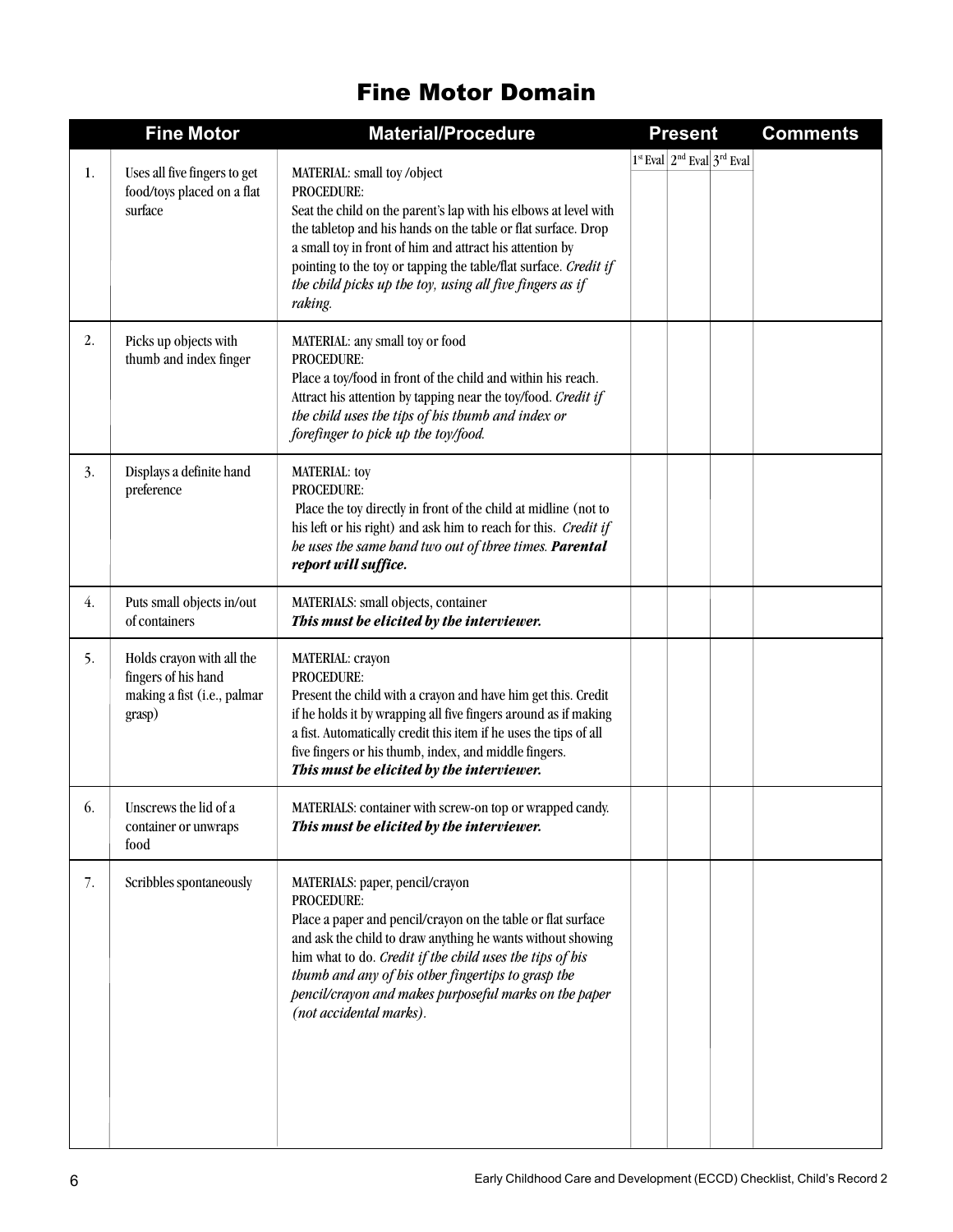# Fine Motor Domain

| | Fine Motor | Material/Procedure | Present | | | Comments |
|---|---|---|---|---|---|---|
| | | | 1st Eval | 2nd Eval | 3rd Eval | |
| 1. | Uses all five fingers to get food/toys placed on a flat surface | MATERIAL: small toy /object<br>PROCEDURE:<br>Seat the child on the parent's lap with his elbows at level with the tabletop and his hands on the table or flat surface. Drop a small toy in front of him and attract his attention by pointing to the toy or tapping the table/flat surface. *Credit if the child picks up the toy, using all five fingers as if raking.* | | | | |
| 2. | Picks up objects with thumb and index finger | MATERIAL: any small toy or food<br>PROCEDURE:<br>Place a toy/food in front of the child and within his reach. Attract his attention by tapping near the toy/food. *Credit if the child uses the tips of his thumb and index or forefinger to pick up the toy/food.* | | | | |
| 3. | Displays a definite hand preference | MATERIAL: toy<br>PROCEDURE:<br>Place the toy directly in front of the child at midline (not to his left or his right) and ask him to reach for this. *Credit if he uses the same hand two out of three times.* ***Parental report will suffice.*** | | | | |
| 4. | Puts small objects in/out of containers | MATERIALS: small objects, container<br>***This must be elicited by the interviewer.*** | | | | |
| 5. | Holds crayon with all the fingers of his hand making a fist (i.e., palmar grasp) | MATERIAL: crayon<br>PROCEDURE:<br>Present the child with a crayon and have him get this. Credit if he holds it by wrapping all five fingers around as if making a fist. Automatically credit this item if he uses the tips of all five fingers or his thumb, index, and middle fingers.<br>***This must be elicited by the interviewer.*** | | | | |
| 6. | Unscrews the lid of a container or unwraps food | MATERIALS: container with screw-on top or wrapped candy.<br>***This must be elicited by the interviewer.*** | | | | |
| 7. | Scribbles spontaneously | MATERIALS: paper, pencil/crayon<br>PROCEDURE:<br>Place a paper and pencil/crayon on the table or flat surface and ask the child to draw anything he wants without showing him what to do. *Credit if the child uses the tips of his thumb and any of his other fingertips to grasp the pencil/crayon and makes purposeful marks on the paper (not accidental marks).* | | | | |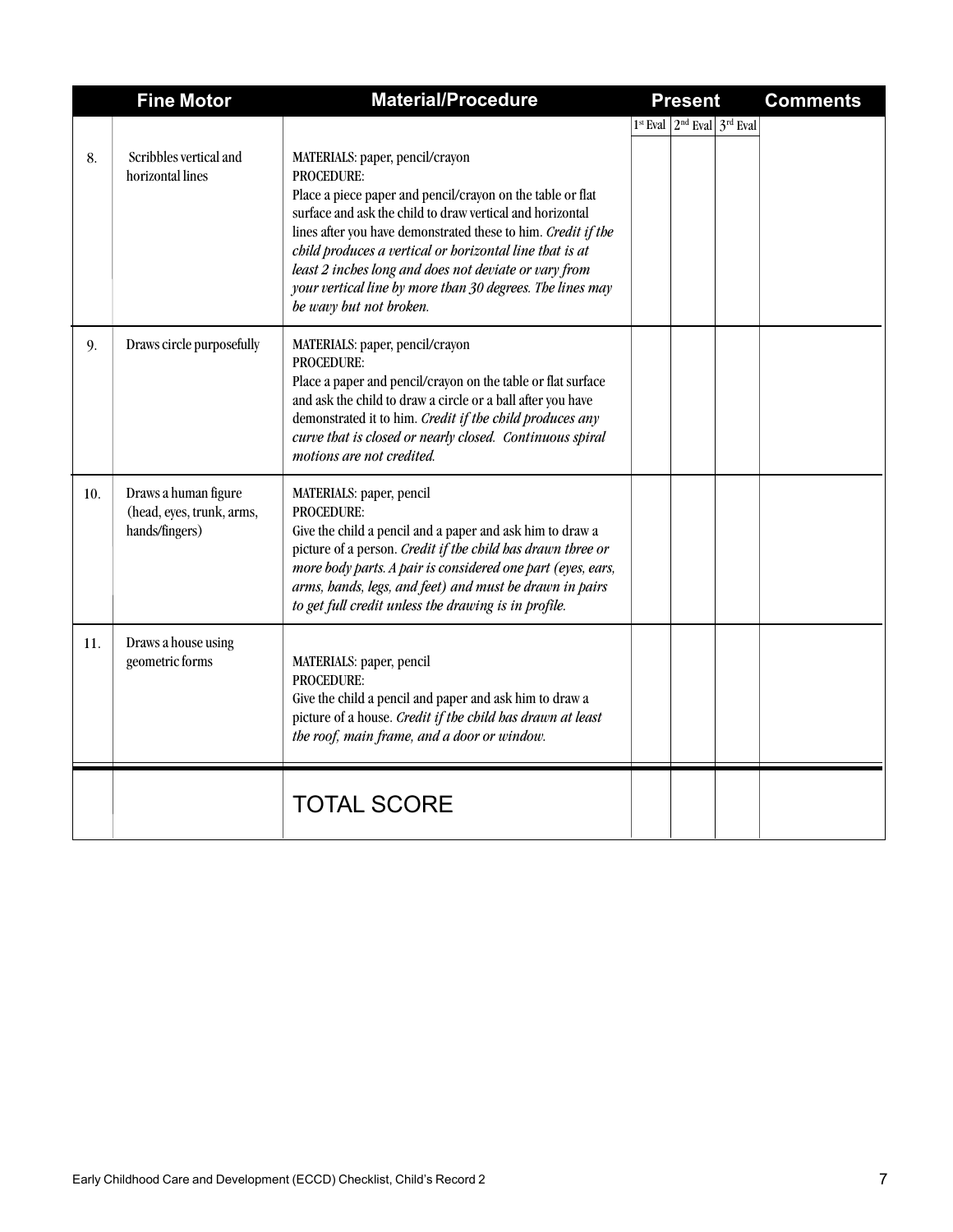| | Fine Motor | Material/Procedure | Present | | | Comments |
|---|---|---|---|---|---|---|
| | | | 1st Eval | 2nd Eval | 3rd Eval | |
| 8. | Scribbles vertical and horizontal lines | MATERIALS: paper, pencil/crayon<br>PROCEDURE:<br>Place a piece paper and pencil/crayon on the table or flat surface and ask the child to draw vertical and horizontal lines after you have demonstrated these to him. *Credit if the child produces a vertical or horizontal line that is at least 2 inches long and does not deviate or vary from your vertical line by more than 30 degrees. The lines may be wavy but not broken.* | | | | |
| 9. | Draws circle purposefully | MATERIALS: paper, pencil/crayon<br>PROCEDURE:<br>Place a paper and pencil/crayon on the table or flat surface and ask the child to draw a circle or a ball after you have demonstrated it to him. *Credit if the child produces any curve that is closed or nearly closed. Continuous spiral motions are not credited.* | | | | |
| 10. | Draws a human figure (head, eyes, trunk, arms, hands/fingers) | MATERIALS: paper, pencil<br>PROCEDURE:<br>Give the child a pencil and a paper and ask him to draw a picture of a person. *Credit if the child has drawn three or more body parts. A pair is considered one part (eyes, ears, arms, hands, legs, and feet) and must be drawn in pairs to get full credit unless the drawing is in profile.* | | | | |
| 11. | Draws a house using geometric forms | MATERIALS: paper, pencil<br>PROCEDURE:<br>Give the child a pencil and paper and ask him to draw a picture of a house. *Credit if the child has drawn at least the roof, main frame, and a door or window.* | | | | |
| | | TOTAL SCORE | | | | |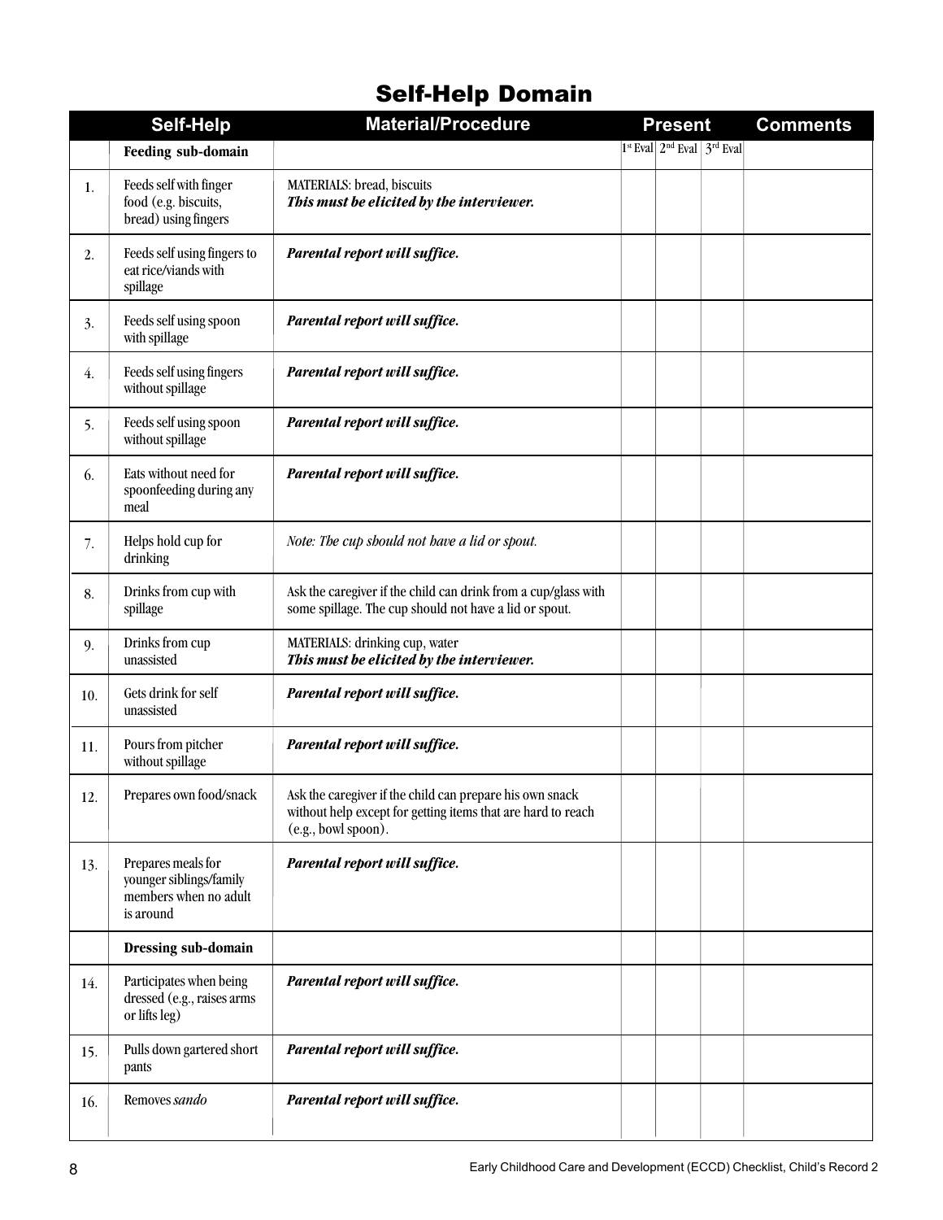# Self-Help Domain

| | Self-Help | Material/Procedure | Present | | | Comments |
|---|---|---|---|---|---|---|
| | **Feeding sub-domain** | | 1st Eval | 2nd Eval | 3rd Eval | |
| 1. | Feeds self with finger food (e.g. biscuits, bread) using fingers | MATERIALS: bread, biscuits ***This must be elicited by the interviewer.*** | | | | |
| 2. | Feeds self using fingers to eat rice/viands with spillage | ***Parental report will suffice.*** | | | | |
| 3. | Feeds self using spoon with spillage | ***Parental report will suffice.*** | | | | |
| 4. | Feeds self using fingers without spillage | ***Parental report will suffice.*** | | | | |
| 5. | Feeds self using spoon without spillage | ***Parental report will suffice.*** | | | | |
| 6. | Eats without need for spoonfeeding during any meal | ***Parental report will suffice.*** | | | | |
| 7. | Helps hold cup for drinking | *Note: The cup should not have a lid or spout.* | | | | |
| 8. | Drinks from cup with spillage | Ask the caregiver if the child can drink from a cup/glass with some spillage. The cup should not have a lid or spout. | | | | |
| 9. | Drinks from cup unassisted | MATERIALS: drinking cup, water ***This must be elicited by the interviewer.*** | | | | |
| 10. | Gets drink for self unassisted | ***Parental report will suffice.*** | | | | |
| 11. | Pours from pitcher without spillage | ***Parental report will suffice.*** | | | | |
| 12. | Prepares own food/snack | Ask the caregiver if the child can prepare his own snack without help except for getting items that are hard to reach (e.g., bowl spoon). | | | | |
| 13. | Prepares meals for younger siblings/family members when no adult is around | ***Parental report will suffice.*** | | | | |
| | **Dressing sub-domain** | | | | | |
| 14. | Participates when being dressed (e.g., raises arms or lifts leg) | ***Parental report will suffice.*** | | | | |
| 15. | Pulls down gartered short pants | ***Parental report will suffice.*** | | | | |
| 16. | Removes *sando* | ***Parental report will suffice.*** | | | | |

Early Childhood Care and Development (ECCD) Checklist, Child's Record 2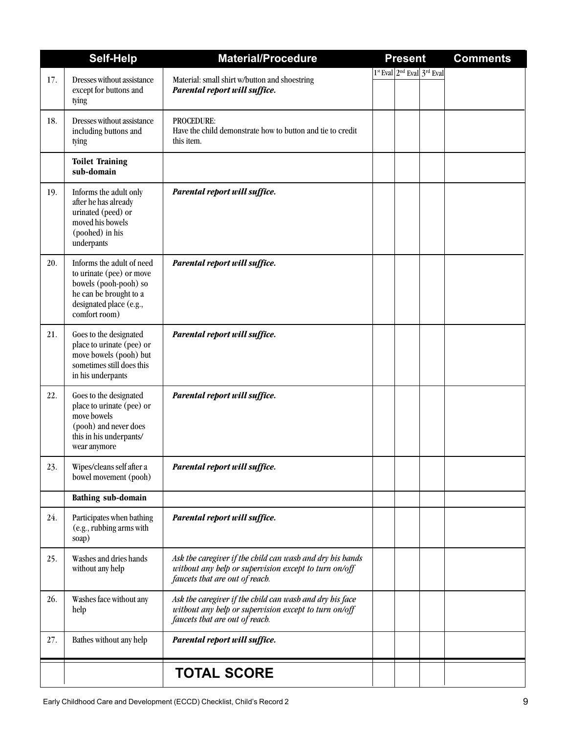|  | Self-Help | Material/Procedure | Present |  |  | Comments |
|---|---|---|---|---|---|---|
|  |  |  | 1st Eval | 2nd Eval | 3rd Eval |  |
| 17. | Dresses without assistance except for buttons and tying | Material: small shirt w/button and shoestring ***Parental report will suffice.*** |  |  |  |  |
| 18. | Dresses without assistance including buttons and tying | PROCEDURE: Have the child demonstrate how to button and tie to credit this item. |  |  |  |  |
|  | **Toilet Training sub-domain** |  |  |  |  |  |
| 19. | Informs the adult only after he has already urinated (peed) or moved his bowels (poohed) in his underpants | ***Parental report will suffice.*** |  |  |  |  |
| 20. | Informs the adult of need to urinate (pee) or move bowels (pooh-pooh) so he can be brought to a designated place (e.g., comfort room) | ***Parental report will suffice.*** |  |  |  |  |
| 21. | Goes to the designated place to urinate (pee) or move bowels (pooh) but sometimes still does this in his underpants | ***Parental report will suffice.*** |  |  |  |  |
| 22. | Goes to the designated place to urinate (pee) or move bowels (pooh) and never does this in his underpants/ wear anymore | ***Parental report will suffice.*** |  |  |  |  |
| 23. | Wipes/cleans self after a bowel movement (pooh) | ***Parental report will suffice.*** |  |  |  |  |
|  | **Bathing sub-domain** |  |  |  |  |  |
| 24. | Participates when bathing (e.g., rubbing arms with soap) | ***Parental report will suffice.*** |  |  |  |  |
| 25. | Washes and dries hands without any help | *Ask the caregiver if the child can wash and dry his hands without any help or supervision except to turn on/off faucets that are out of reach.* |  |  |  |  |
| 26. | Washes face without any help | *Ask the caregiver if the child can wash and dry his face without any help or supervision except to turn on/off faucets that are out of reach.* |  |  |  |  |
| 27. | Bathes without any help | ***Parental report will suffice.*** |  |  |  |  |
|  |  | **TOTAL SCORE** |  |  |  |  |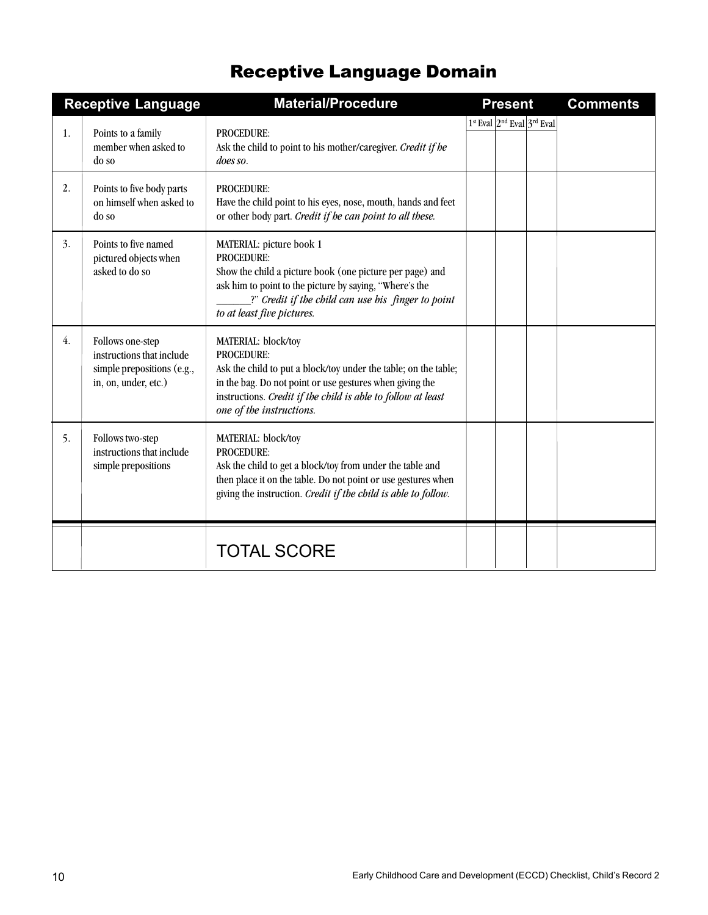# Receptive Language Domain

| | Receptive Language | Material/Procedure | Present | | | Comments |
|---|---|---|---|---|---|---|
| | | | 1st Eval | 2nd Eval | 3rd Eval | |
| 1. | Points to a family member when asked to do so | PROCEDURE:<br>Ask the child to point to his mother/caregiver. *Credit if he does so.* | | | | |
| 2. | Points to five body parts on himself when asked to do so | PROCEDURE:<br>Have the child point to his eyes, nose, mouth, hands and feet or other body part. *Credit if he can point to all these.* | | | | |
| 3. | Points to five named pictured objects when asked to do so | MATERIAL: picture book 1<br>PROCEDURE:<br>Show the child a picture book (one picture per page) and ask him to point to the picture by saying, "Where's the ______?" *Credit if the child can use his finger to point to at least five pictures.* | | | | |
| 4. | Follows one-step instructions that include simple prepositions (e.g., in, on, under, etc.) | MATERIAL: block/toy<br>PROCEDURE:<br>Ask the child to put a block/toy under the table; on the table; in the bag. Do not point or use gestures when giving the instructions. *Credit if the child is able to follow at least one of the instructions.* | | | | |
| 5. | Follows two-step instructions that include simple prepositions | MATERIAL: block/toy<br>PROCEDURE:<br>Ask the child to get a block/toy from under the table and then place it on the table. Do not point or use gestures when giving the instruction. *Credit if the child is able to follow.* | | | | |
| | | TOTAL SCORE | | | | |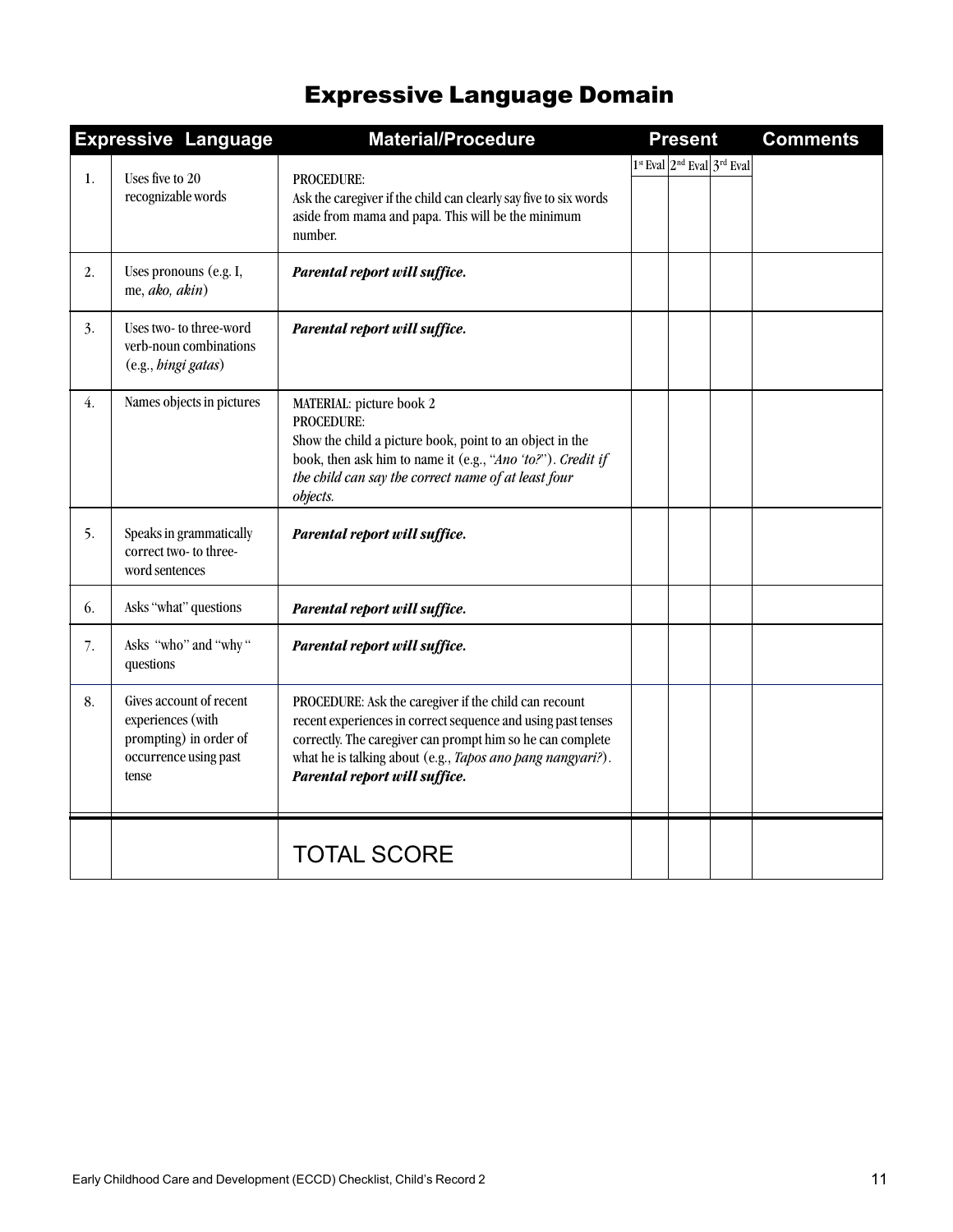# Expressive Language Domain

| | Expressive Language | Material/Procedure | Present | | | Comments |
|---|---|---|---|---|---|---|
| | | | 1st Eval | 2nd Eval | 3rd Eval | |
| 1. | Uses five to 20 recognizable words | PROCEDURE: Ask the caregiver if the child can clearly say five to six words aside from mama and papa. This will be the minimum number. | | | | |
| 2. | Uses pronouns (e.g. I, me, *ako, akin*) | ***Parental report will suffice.*** | | | | |
| 3. | Uses two- to three-word verb-noun combinations (e.g., *bingi gatas*) | ***Parental report will suffice.*** | | | | |
| 4. | Names objects in pictures | MATERIAL: picture book 2 PROCEDURE: Show the child a picture book, point to an object in the book, then ask him to name it (e.g., "*Ano 'to?*"). *Credit if the child can say the correct name of at least four objects.* | | | | |
| 5. | Speaks in grammatically correct two- to three-word sentences | ***Parental report will suffice.*** | | | | |
| 6. | Asks "what" questions | ***Parental report will suffice.*** | | | | |
| 7. | Asks "who" and "why" questions | ***Parental report will suffice.*** | | | | |
| 8. | Gives account of recent experiences (with prompting) in order of occurrence using past tense | PROCEDURE: Ask the caregiver if the child can recount recent experiences in correct sequence and using past tenses correctly. The caregiver can prompt him so he can complete what he is talking about (e.g., *Tapos ano pang nangyari?*). ***Parental report will suffice.*** | | | | |
| | | TOTAL SCORE | | | | |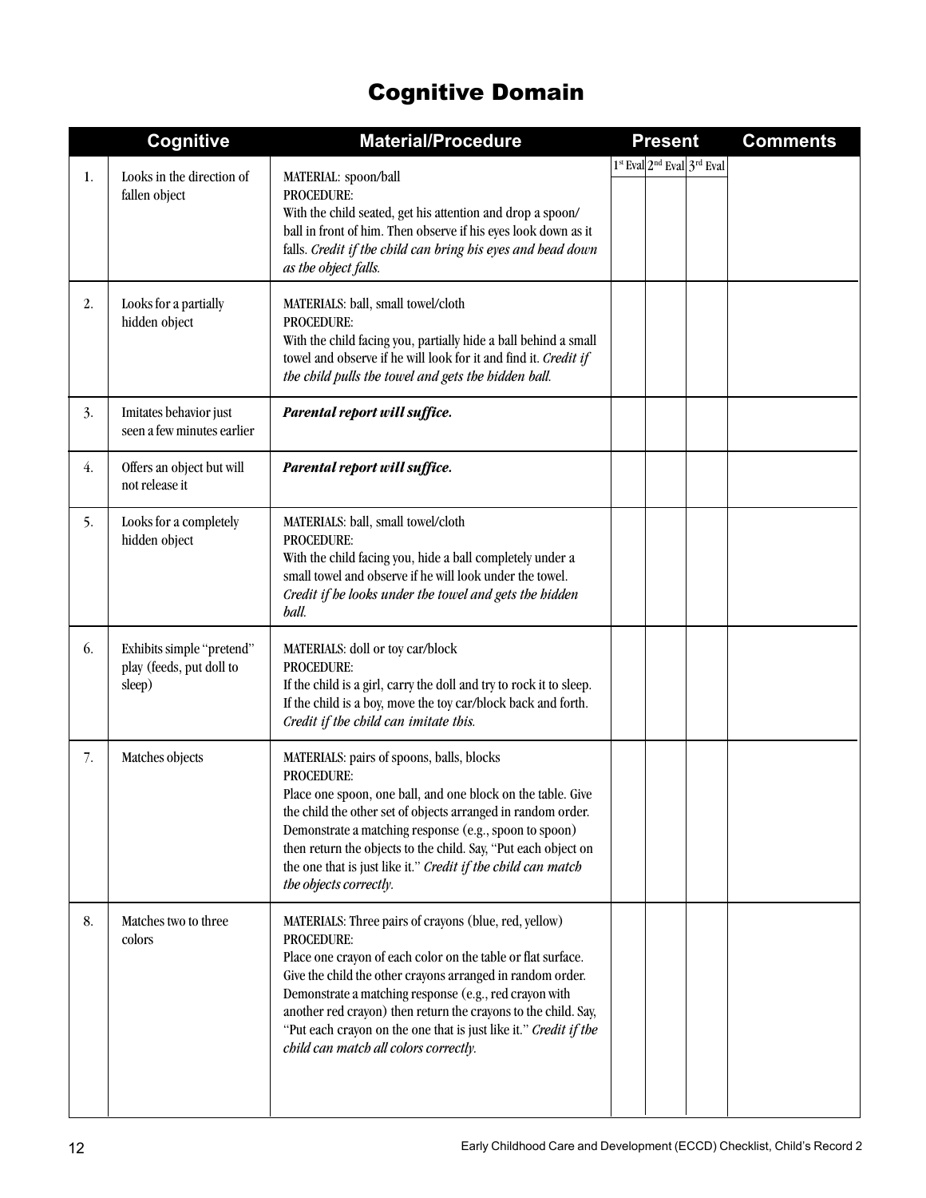# Cognitive Domain

| | Cognitive | Material/Procedure | Present | | | Comments |
|---|---|---|---|---|---|---|
| | | | 1[st] Eval | 2[nd] Eval | 3[rd] Eval | |
| 1. | Looks in the direction of fallen object | MATERIAL: spoon/ball<br>PROCEDURE:<br>With the child seated, get his attention and drop a spoon/ ball in front of him. Then observe if his eyes look down as it falls. *Credit if the child can bring his eyes and head down as the object falls.* | | | | |
| 2. | Looks for a partially hidden object | MATERIALS: ball, small towel/cloth<br>PROCEDURE:<br>With the child facing you, partially hide a ball behind a small towel and observe if he will look for it and find it. *Credit if the child pulls the towel and gets the hidden ball.* | | | | |
| 3. | Imitates behavior just seen a few minutes earlier | ***Parental report will suffice.*** | | | | |
| 4. | Offers an object but will not release it | ***Parental report will suffice.*** | | | | |
| 5. | Looks for a completely hidden object | MATERIALS: ball, small towel/cloth<br>PROCEDURE:<br>With the child facing you, hide a ball completely under a small towel and observe if he will look under the towel. *Credit if he looks under the towel and gets the hidden ball.* | | | | |
| 6. | Exhibits simple "pretend" play (feeds, put doll to sleep) | MATERIALS: doll or toy car/block<br>PROCEDURE:<br>If the child is a girl, carry the doll and try to rock it to sleep. If the child is a boy, move the toy car/block back and forth. *Credit if the child can imitate this.* | | | | |
| 7. | Matches objects | MATERIALS: pairs of spoons, balls, blocks<br>PROCEDURE:<br>Place one spoon, one ball, and one block on the table. Give the child the other set of objects arranged in random order. Demonstrate a matching response (e.g., spoon to spoon) then return the objects to the child. Say, "Put each object on the one that is just like it." *Credit if the child can match the objects correctly.* | | | | |
| 8. | Matches two to three colors | MATERIALS: Three pairs of crayons (blue, red, yellow)<br>PROCEDURE:<br>Place one crayon of each color on the table or flat surface. Give the child the other crayons arranged in random order. Demonstrate a matching response (e.g., red crayon with another red crayon) then return the crayons to the child. Say, "Put each crayon on the one that is just like it." *Credit if the child can match all colors correctly.* | | | | |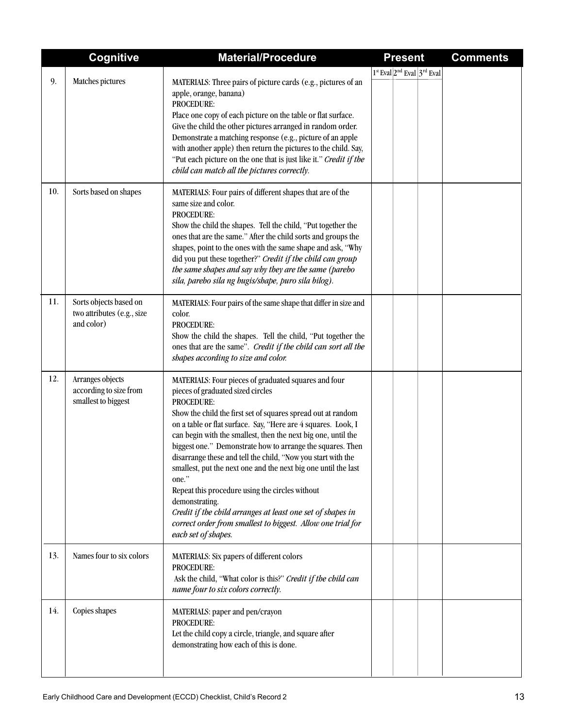| | Cognitive | Material/Procedure | Present | | | Comments |
|---|---|---|---|---|---|---|
| | | | 1st Eval | 2nd Eval | 3rd Eval | |
| 9. | Matches pictures | MATERIALS: Three pairs of picture cards (e.g., pictures of an apple, orange, banana)<br>PROCEDURE:<br>Place one copy of each picture on the table or flat surface. Give the child the other pictures arranged in random order. Demonstrate a matching response (e.g., picture of an apple with another apple) then return the pictures to the child. Say, "Put each picture on the one that is just like it." *Credit if the child can match all the pictures correctly.* | | | | |
| 10. | Sorts based on shapes | MATERIALS: Four pairs of different shapes that are of the same size and color.<br>PROCEDURE:<br>Show the child the shapes. Tell the child, "Put together the ones that are the same." After the child sorts and groups the shapes, point to the ones with the same shape and ask, "Why did you put these together?" *Credit if the child can group the same shapes and say why they are the same (pareho sila, pareho sila ng hugis/shape, puro sila bilog).* | | | | |
| 11. | Sorts objects based on two attributes (e.g., size and color) | MATERIALS: Four pairs of the same shape that differ in size and color.<br>PROCEDURE:<br>Show the child the shapes. Tell the child, "Put together the ones that are the same". *Credit if the child can sort all the shapes according to size and color.* | | | | |
| 12. | Arranges objects according to size from smallest to biggest | MATERIALS: Four pieces of graduated squares and four pieces of graduated sized circles<br>PROCEDURE:<br>Show the child the first set of squares spread out at random on a table or flat surface. Say, "Here are 4 squares. Look, I can begin with the smallest, then the next big one, until the biggest one." Demonstrate how to arrange the squares. Then disarrange these and tell the child, "Now you start with the smallest, put the next one and the next big one until the last one."<br>Repeat this procedure using the circles without demonstrating.<br>*Credit if the child arranges at least one set of shapes in correct order from smallest to biggest. Allow one trial for each set of shapes.* | | | | |
| 13. | Names four to six colors | MATERIALS: Six papers of different colors<br>PROCEDURE:<br>Ask the child, "What color is this?" *Credit if the child can name four to six colors correctly.* | | | | |
| 14. | Copies shapes | MATERIALS: paper and pen/crayon<br>PROCEDURE:<br>Let the child copy a circle, triangle, and square after demonstrating how each of this is done. | | | | |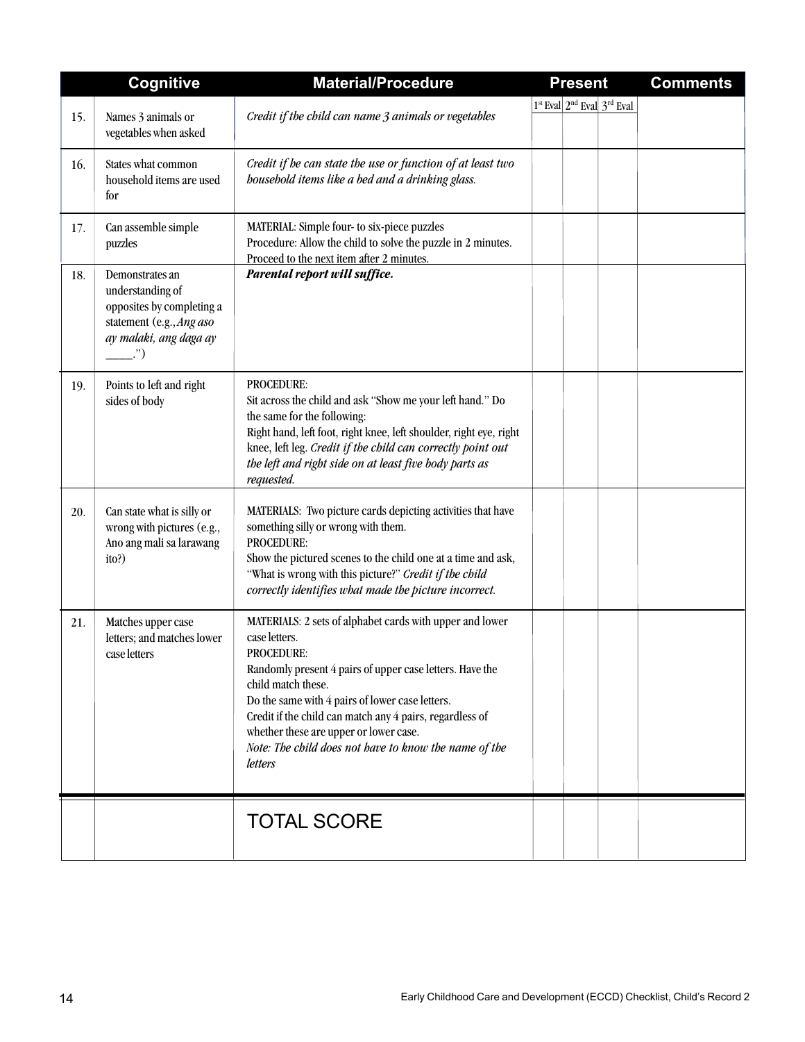| | Cognitive | Material/Procedure | Present | | | Comments |
|---|---|---|---|---|---|---|
| | | | 1st Eval | 2nd Eval | 3rd Eval | |
| 15. | Names 3 animals or vegetables when asked | *Credit if the child can name 3 animals or vegetables* | | | | |
| 16. | States what common household items are used for | *Credit if he can state the use or function of at least two household items like a bed and a drinking glass.* | | | | |
| 17. | Can assemble simple puzzles | MATERIAL: Simple four- to six-piece puzzles<br>Procedure: Allow the child to solve the puzzle in 2 minutes. Proceed to the next item after 2 minutes. | | | | |
| 18. | Demonstrates an understanding of opposites by completing a statement (e.g., *Ang aso ay malaki, ang daga ay* ____.") | ***Parental report will suffice.*** | | | | |
| 19. | Points to left and right sides of body | PROCEDURE:<br>Sit across the child and ask "Show me your left hand." Do the same for the following:<br>Right hand, left foot, right knee, left shoulder, right eye, right knee, left leg. *Credit if the child can correctly point out the left and right side on at least five body parts as requested.* | | | | |
| 20. | Can state what is silly or wrong with pictures (e.g., Ano ang mali sa larawang ito?) | MATERIALS: Two picture cards depicting activities that have something silly or wrong with them.<br>PROCEDURE:<br>Show the pictured scenes to the child one at a time and ask, "What is wrong with this picture?" *Credit if the child correctly identifies what made the picture incorrect.* | | | | |
| 21. | Matches upper case letters; and matches lower case letters | MATERIALS: 2 sets of alphabet cards with upper and lower case letters.<br>PROCEDURE:<br>Randomly present 4 pairs of upper case letters. Have the child match these.<br>Do the same with 4 pairs of lower case letters.<br>Credit if the child can match any 4 pairs, regardless of whether these are upper or lower case.<br>*Note: The child does not have to know the name of the letters* | | | | |
| | | TOTAL SCORE | | | | |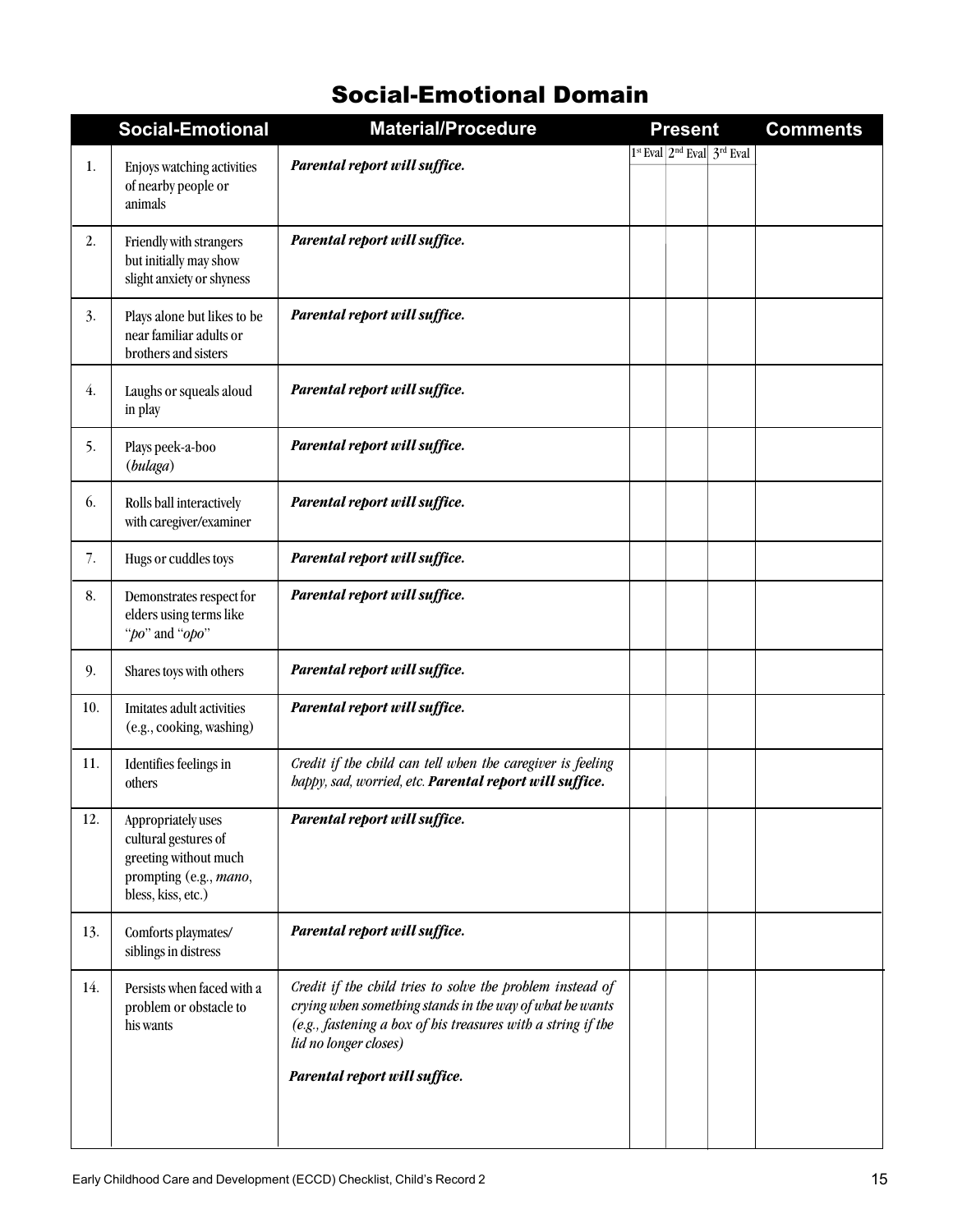# Social-Emotional Domain

| | Social-Emotional | Material/Procedure | Present | | | Comments |
|---|---|---|---|---|---|---|
| | | | 1st Eval | 2nd Eval | 3rd Eval | |
| 1. | Enjoys watching activities of nearby people or animals | ***Parental report will suffice.*** | | | | |
| 2. | Friendly with strangers but initially may show slight anxiety or shyness | ***Parental report will suffice.*** | | | | |
| 3. | Plays alone but likes to be near familiar adults or brothers and sisters | ***Parental report will suffice.*** | | | | |
| 4. | Laughs or squeals aloud in play | ***Parental report will suffice.*** | | | | |
| 5. | Plays peek-a-boo (*bulaga*) | ***Parental report will suffice.*** | | | | |
| 6. | Rolls ball interactively with caregiver/examiner | ***Parental report will suffice.*** | | | | |
| 7. | Hugs or cuddles toys | ***Parental report will suffice.*** | | | | |
| 8. | Demonstrates respect for elders using terms like "*po*" and "*opo*" | ***Parental report will suffice.*** | | | | |
| 9. | Shares toys with others | ***Parental report will suffice.*** | | | | |
| 10. | Imitates adult activities (e.g., cooking, washing) | ***Parental report will suffice.*** | | | | |
| 11. | Identifies feelings in others | *Credit if the child can tell when the caregiver is feeling happy, sad, worried, etc.* ***Parental report will suffice.*** | | | | |
| 12. | Appropriately uses cultural gestures of greeting without much prompting (e.g., *mano*, bless, kiss, etc.) | ***Parental report will suffice.*** | | | | |
| 13. | Comforts playmates/ siblings in distress | ***Parental report will suffice.*** | | | | |
| 14. | Persists when faced with a problem or obstacle to his wants | *Credit if the child tries to solve the problem instead of crying when something stands in the way of what he wants (e.g., fastening a box of his treasures with a string if the lid no longer closes)* ***Parental report will suffice.*** | | | | |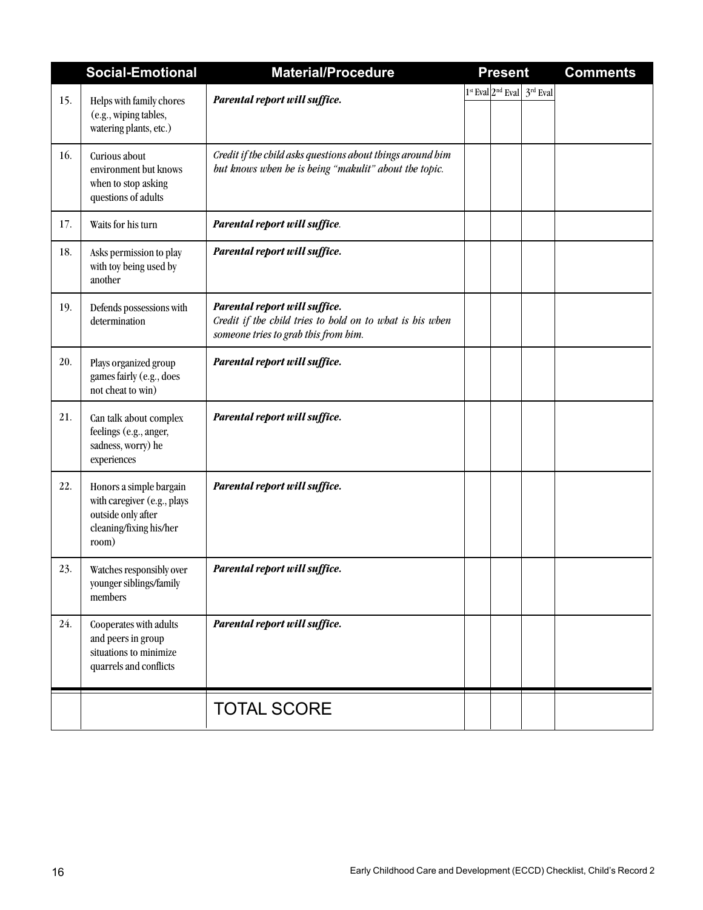| | Social-Emotional | Material/Procedure | Present | | | Comments |
|---|---|---|---|---|---|---|
| | | | 1st Eval | 2nd Eval | 3rd Eval | |
| 15. | Helps with family chores (e.g., wiping tables, watering plants, etc.) | ***Parental report will suffice.*** | | | | |
| 16. | Curious about environment but knows when to stop asking questions of adults | *Credit if the child asks questions about things around him but knows when he is being "makulit" about the topic.* | | | | |
| 17. | Waits for his turn | ***Parental report will suffice.*** | | | | |
| 18. | Asks permission to play with toy being used by another | ***Parental report will suffice.*** | | | | |
| 19. | Defends possessions with determination | ***Parental report will suffice.*** *Credit if the child tries to hold on to what is his when someone tries to grab this from him.* | | | | |
| 20. | Plays organized group games fairly (e.g., does not cheat to win) | ***Parental report will suffice.*** | | | | |
| 21. | Can talk about complex feelings (e.g., anger, sadness, worry) he experiences | ***Parental report will suffice.*** | | | | |
| 22. | Honors a simple bargain with caregiver (e.g., plays outside only after cleaning/fixing his/her room) | ***Parental report will suffice.*** | | | | |
| 23. | Watches responsibly over younger siblings/family members | ***Parental report will suffice.*** | | | | |
| 24. | Cooperates with adults and peers in group situations to minimize quarrels and conflicts | ***Parental report will suffice.*** | | | | |
| | | TOTAL SCORE | | | | |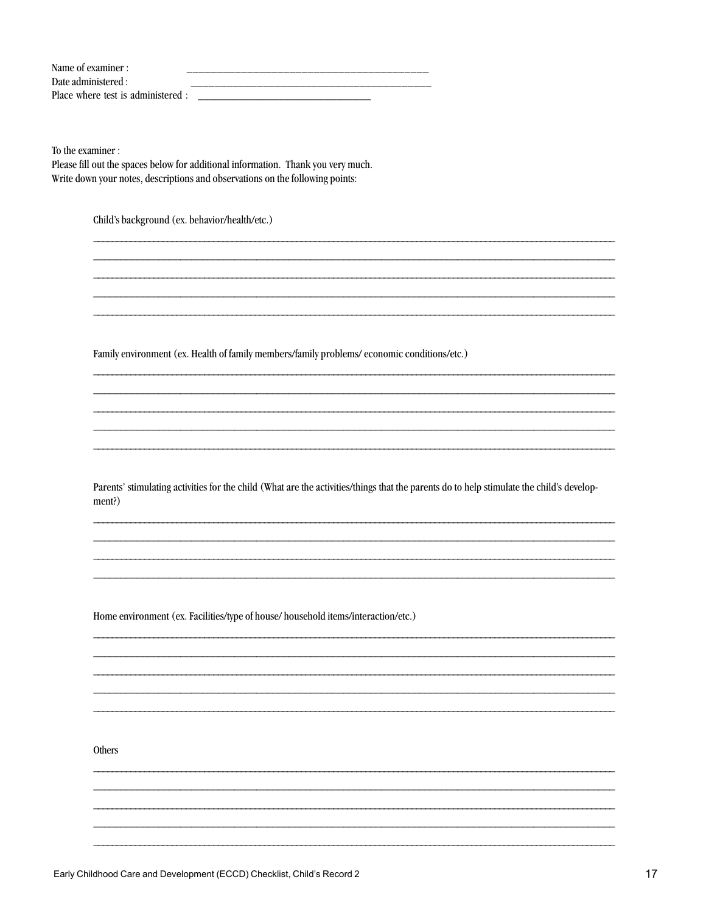Name of examiner : ______________________________________________

Date administered : ______________________________________________

Place where test is administered : __________________________________

To the examiner :

Please fill out the spaces below for additional information. Thank you very much.

Write down your notes, descriptions and observations on the following points:

Child's background (ex. behavior/health/etc.)

______________________________________________________________________________

______________________________________________________________________________

______________________________________________________________________________

______________________________________________________________________________

______________________________________________________________________________

Family environment (ex. Health of family members/family problems/ economic conditions/etc.)

______________________________________________________________________________

______________________________________________________________________________

______________________________________________________________________________

______________________________________________________________________________

______________________________________________________________________________

Parents' stimulating activities for the child (What are the activities/things that the parents do to help stimulate the child's development?)

______________________________________________________________________________

______________________________________________________________________________

______________________________________________________________________________

______________________________________________________________________________

Home environment (ex. Facilities/type of house/ household items/interaction/etc.)

______________________________________________________________________________

______________________________________________________________________________

______________________________________________________________________________

______________________________________________________________________________

______________________________________________________________________________

Others

______________________________________________________________________________

______________________________________________________________________________

______________________________________________________________________________

______________________________________________________________________________

______________________________________________________________________________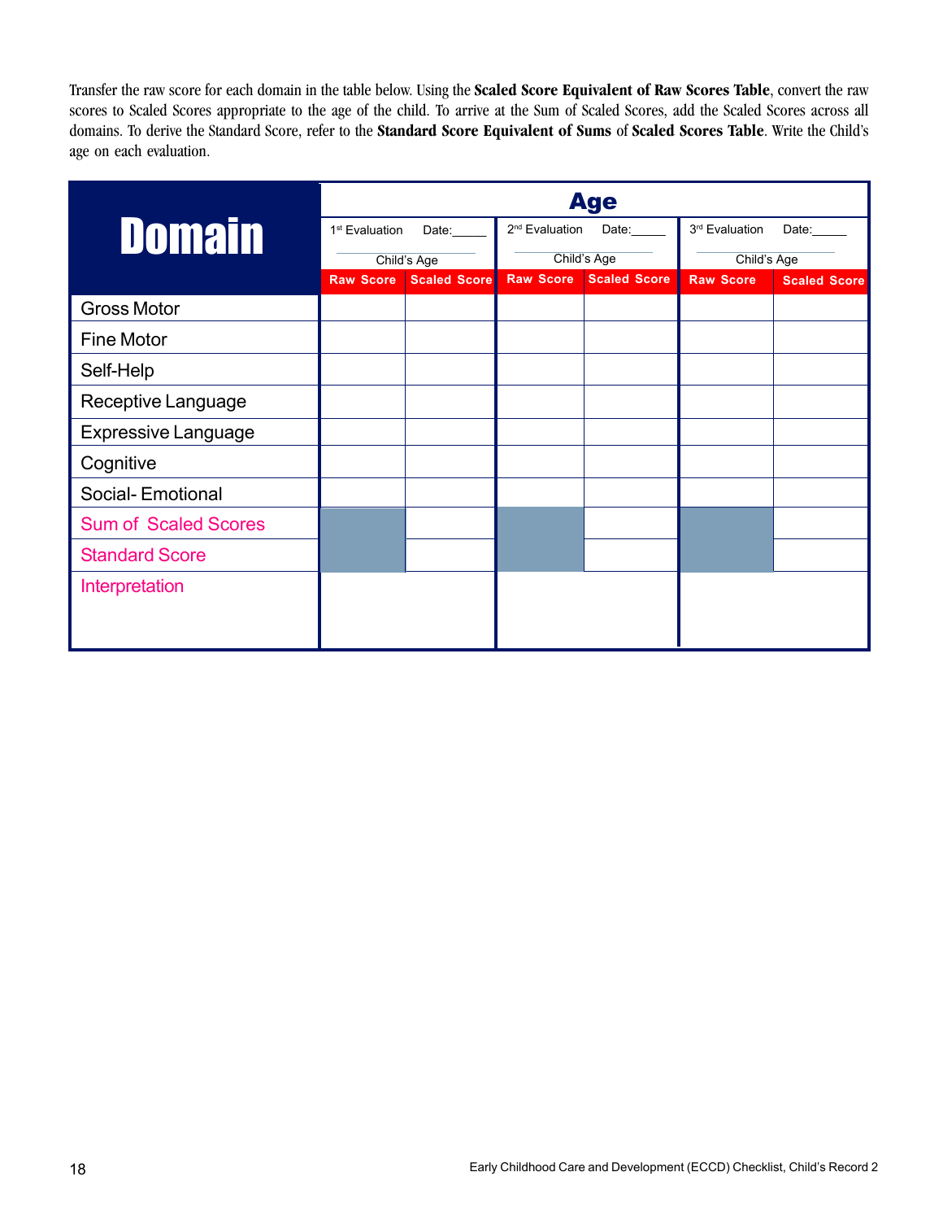Transfer the raw score for each domain in the table below. Using the **Scaled Score Equivalent of Raw Scores Table**, convert the raw scores to Scaled Scores appropriate to the age of the child. To arrive at the Sum of Scaled Scores, add the Scaled Scores across all domains. To derive the Standard Score, refer to the **Standard Score Equivalent of Sums** of **Scaled Scores Table**. Write the Child's age on each evaluation.

| Domain | Age | | | | | |
|---|---|---|---|---|---|---|
| | 1st Evaluation Date:_____ Child's Age | | 2nd Evaluation Date:_____ Child's Age | | 3rd Evaluation Date:_____ Child's Age | |
| | Raw Score | Scaled Score | Raw Score | Scaled Score | Raw Score | Scaled Score |
| Gross Motor | | | | | | |
| Fine Motor | | | | | | |
| Self-Help | | | | | | |
| Receptive Language | | | | | | |
| Expressive Language | | | | | | |
| Cognitive | | | | | | |
| Social- Emotional | | | | | | |
| Sum of Scaled Scores | | | | | | |
| Standard Score | | | | | | |
| Interpretation | | | | | | |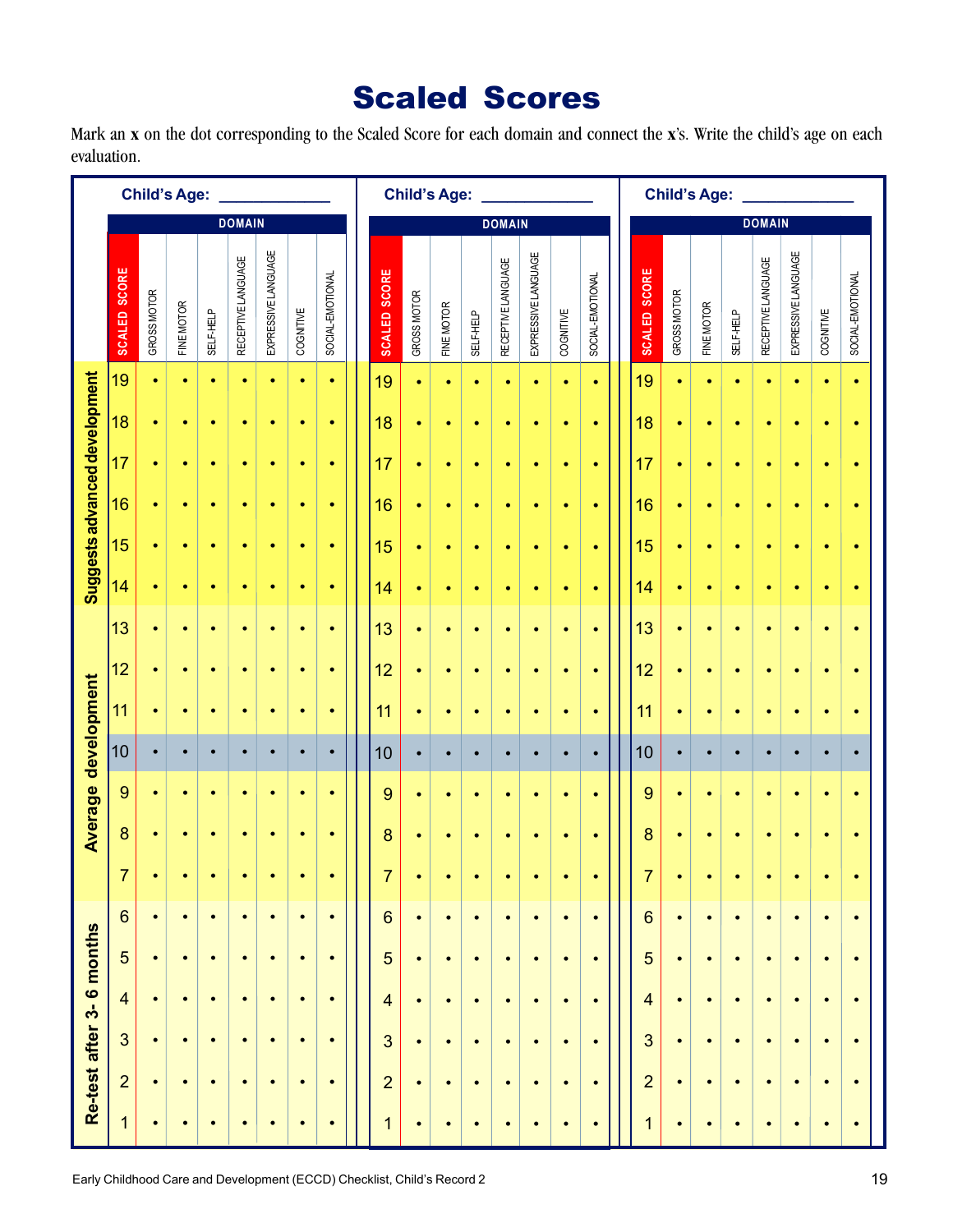# Scaled Scores

Mark an **x** on the dot corresponding to the Scaled Score for each domain and connect the **x**'s. Write the child's age on each evaluation.

**Child's Age: ____________**

| | SCALED SCORE | GROSS MOTOR | FINE MOTOR | SELF-HELP | RECEPTIVE LANGUAGE | EXPRESSIVE LANGUAGE | COGNITIVE | SOCIAL-EMOTIONAL |
|---|---|---|---|---|---|---|---|---|
| Suggests advanced development | 19 | • | • | • | • | • | • | • |
| | 18 | • | • | • | • | • | • | • |
| | 17 | • | • | • | • | • | • | • |
| | 16 | • | • | • | • | • | • | • |
| | 15 | • | • | • | • | • | • | • |
| | 14 | • | • | • | • | • | • | • |
| Average development | 13 | • | • | • | • | • | • | • |
| | 12 | • | • | • | • | • | • | • |
| | 11 | • | • | • | • | • | • | • |
| | 10 | • | • | • | • | • | • | • |
| | 9 | • | • | • | • | • | • | • |
| | 8 | • | • | • | • | • | • | • |
| | 7 | • | • | • | • | • | • | • |
| Re-test after 3- 6 months | 6 | • | • | • | • | • | • | • |
| | 5 | • | • | • | • | • | • | • |
| | 4 | • | • | • | • | • | • | • |
| | 3 | • | • | • | • | • | • | • |
| | 2 | • | • | • | • | • | • | • |
| | 1 | • | • | • | • | • | • | • |

**Child's Age: ____________**

| | SCALED SCORE | GROSS MOTOR | FINE MOTOR | SELF-HELP | RECEPTIVE LANGUAGE | EXPRESSIVE LANGUAGE | COGNITIVE | SOCIAL-EMOTIONAL |
|---|---|---|---|---|---|---|---|---|
| Suggests advanced development | 19 | • | • | • | • | • | • | • |
| | 18 | • | • | • | • | • | • | • |
| | 17 | • | • | • | • | • | • | • |
| | 16 | • | • | • | • | • | • | • |
| | 15 | • | • | • | • | • | • | • |
| | 14 | • | • | • | • | • | • | • |
| Average development | 13 | • | • | • | • | • | • | • |
| | 12 | • | • | • | • | • | • | • |
| | 11 | • | • | • | • | • | • | • |
| | 10 | • | • | • | • | • | • | • |
| | 9 | • | • | • | • | • | • | • |
| | 8 | • | • | • | • | • | • | • |
| | 7 | • | • | • | • | • | • | • |
| Re-test after 3- 6 months | 6 | • | • | • | • | • | • | • |
| | 5 | • | • | • | • | • | • | • |
| | 4 | • | • | • | • | • | • | • |
| | 3 | • | • | • | • | • | • | • |
| | 2 | • | • | • | • | • | • | • |
| | 1 | • | • | • | • | • | • | • |

**Child's Age: ____________**

| | SCALED SCORE | GROSS MOTOR | FINE MOTOR | SELF-HELP | RECEPTIVE LANGUAGE | EXPRESSIVE LANGUAGE | COGNITIVE | SOCIAL-EMOTIONAL |
|---|---|---|---|---|---|---|---|---|
| Suggests advanced development | 19 | • | • | • | • | • | • | • |
| | 18 | • | • | • | • | • | • | • |
| | 17 | • | • | • | • | • | • | • |
| | 16 | • | • | • | • | • | • | • |
| | 15 | • | • | • | • | • | • | • |
| | 14 | • | • | • | • | • | • | • |
| Average development | 13 | • | • | • | • | • | • | • |
| | 12 | • | • | • | • | • | • | • |
| | 11 | • | • | • | • | • | • | • |
| | 10 | • | • | • | • | • | • | • |
| | 9 | • | • | • | • | • | • | • |
| | 8 | • | • | • | • | • | • | • |
| | 7 | • | • | • | • | • | • | • |
| Re-test after 3- 6 months | 6 | • | • | • | • | • | • | • |
| | 5 | • | • | • | • | • | • | • |
| | 4 | • | • | • | • | • | • | • |
| | 3 | • | • | • | • | • | • | • |
| | 2 | • | • | • | • | • | • | • |
| | 1 | • | • | • | • | • | • | • |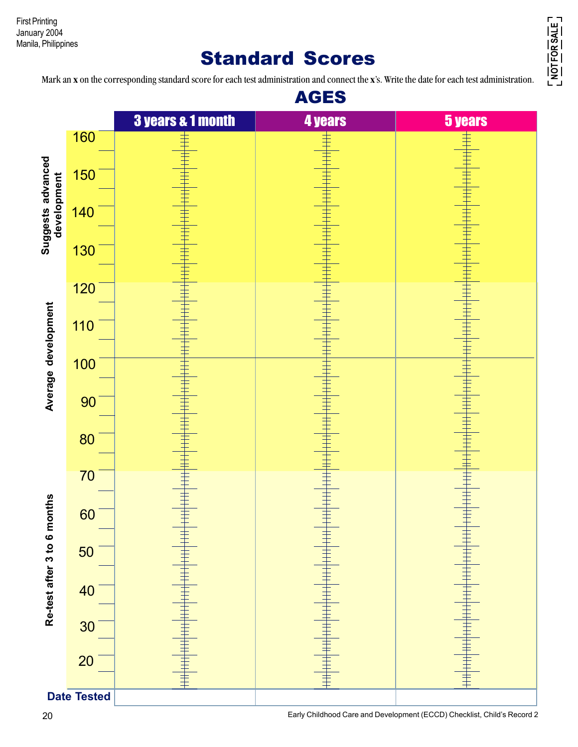First Printing
January 2004
Manila, Philippines

NOT FOR SALE

# Standard Scores

Mark an **x** on the corresponding standard score for each test administration and connect the **x**'s. Write the date for each test administration.

## AGES

3 years & 1 month

4 years

5 years

Suggests advanced development

Average development

Re-test after 3 to 6 months

160
150
140
130
120
110
100
90
80
70
60
50
40
30
20

**Date Tested**

Early Childhood Care and Development (ECCD) Checklist, Child's Record 2